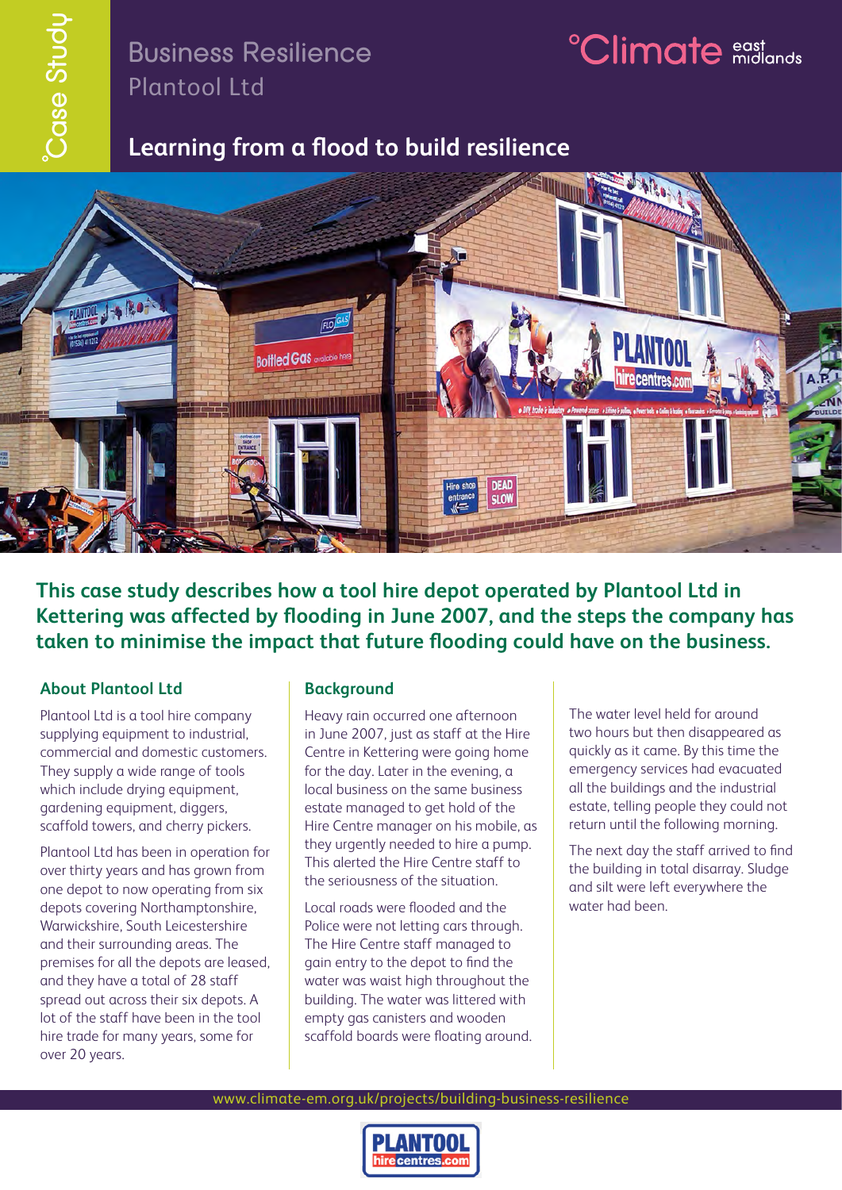°Case Study

# Business Resilience
Plantool Ltd

°Climate east midlands

## Learning from a flood to build resilience

**This case study describes how a tool hire depot operated by Plantool Ltd in Kettering was affected by flooding in June 2007, and the steps the company has taken to minimise the impact that future flooding could have on the business.**

### About Plantool Ltd

Plantool Ltd is a tool hire company supplying equipment to industrial, commercial and domestic customers. They supply a wide range of tools which include drying equipment, gardening equipment, diggers, scaffold towers, and cherry pickers.

Plantool Ltd has been in operation for over thirty years and has grown from one depot to now operating from six depots covering Northamptonshire, Warwickshire, South Leicestershire and their surrounding areas. The premises for all the depots are leased, and they have a total of 28 staff spread out across their six depots. A lot of the staff have been in the tool hire trade for many years, some for over 20 years.

### Background

Heavy rain occurred one afternoon in June 2007, just as staff at the Hire Centre in Kettering were going home for the day. Later in the evening, a local business on the same business estate managed to get hold of the Hire Centre manager on his mobile, as they urgently needed to hire a pump. This alerted the Hire Centre staff to the seriousness of the situation.

Local roads were flooded and the Police were not letting cars through. The Hire Centre staff managed to gain entry to the depot to find the water was waist high throughout the building. The water was littered with empty gas canisters and wooden scaffold boards were floating around.

The water level held for around two hours but then disappeared as quickly as it came. By this time the emergency services had evacuated all the buildings and the industrial estate, telling people they could not return until the following morning.

The next day the staff arrived to find the building in total disarray. Sludge and silt were left everywhere the water had been.

www.climate-em.org.uk/projects/building-business-resilience

PLANTOOL hirecentres.com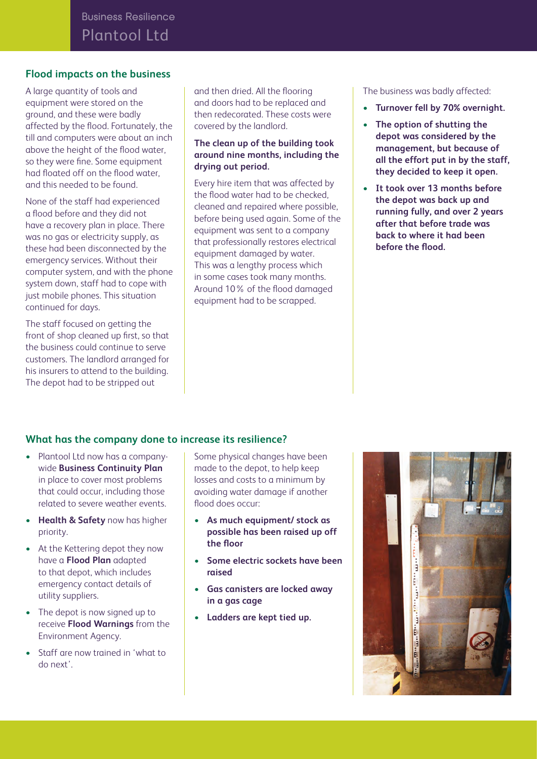## Flood impacts on the business

A large quantity of tools and equipment were stored on the ground, and these were badly affected by the flood. Fortunately, the till and computers were about an inch above the height of the flood water, so they were fine. Some equipment had floated off on the flood water, and this needed to be found.

None of the staff had experienced a flood before and they did not have a recovery plan in place. There was no gas or electricity supply, as these had been disconnected by the emergency services. Without their computer system, and with the phone system down, staff had to cope with just mobile phones. This situation continued for days.

The staff focused on getting the front of shop cleaned up first, so that the business could continue to serve customers. The landlord arranged for his insurers to attend to the building. The depot had to be stripped out and then dried. All the flooring and doors had to be replaced and then redecorated. These costs were covered by the landlord.

**The clean up of the building took around nine months, including the drying out period.**

Every hire item that was affected by the flood water had to be checked, cleaned and repaired where possible, before being used again. Some of the equipment was sent to a company that professionally restores electrical equipment damaged by water. This was a lengthy process which in some cases took many months. Around 10% of the flood damaged equipment had to be scrapped.

The business was badly affected:

- **Turnover fell by 70% overnight.**
- **The option of shutting the depot was considered by the management, but because of all the effort put in by the staff, they decided to keep it open.**
- **It took over 13 months before the depot was back up and running fully, and over 2 years after that before trade was back to where it had been before the flood.**

## What has the company done to increase its resilience?

- Plantool Ltd now has a company-wide **Business Continuity Plan** in place to cover most problems that could occur, including those related to severe weather events.
- **Health & Safety** now has higher priority.
- At the Kettering depot they now have a **Flood Plan** adapted to that depot, which includes emergency contact details of utility suppliers.
- The depot is now signed up to receive **Flood Warnings** from the Environment Agency.
- Staff are now trained in 'what to do next'.

Some physical changes have been made to the depot, to help keep losses and costs to a minimum by avoiding water damage if another flood does occur:

- **As much equipment/ stock as possible has been raised up off the floor**
- **Some electric sockets have been raised**
- **Gas canisters are locked away in a gas cage**
- **Ladders are kept tied up.**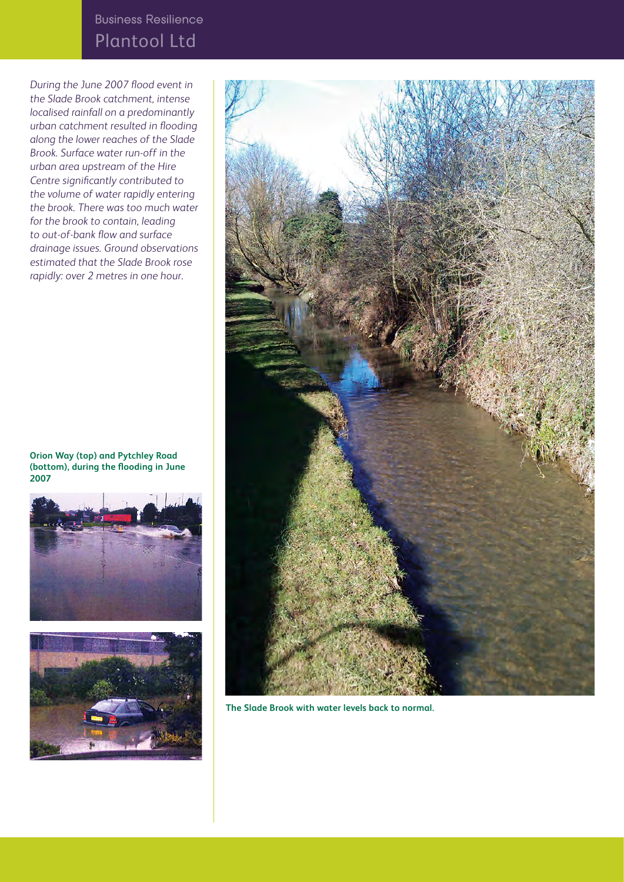*During the June 2007 flood event in the Slade Brook catchment, intense localised rainfall on a predominantly urban catchment resulted in flooding along the lower reaches of the Slade Brook. Surface water run-off in the urban area upstream of the Hire Centre significantly contributed to the volume of water rapidly entering the brook. There was too much water for the brook to contain, leading to out-of-bank flow and surface drainage issues. Ground observations estimated that the Slade Brook rose rapidly: over 2 metres in one hour.*

**Orion Way (top) and Pytchley Road (bottom), during the flooding in June 2007**

**The Slade Brook with water levels back to normal.**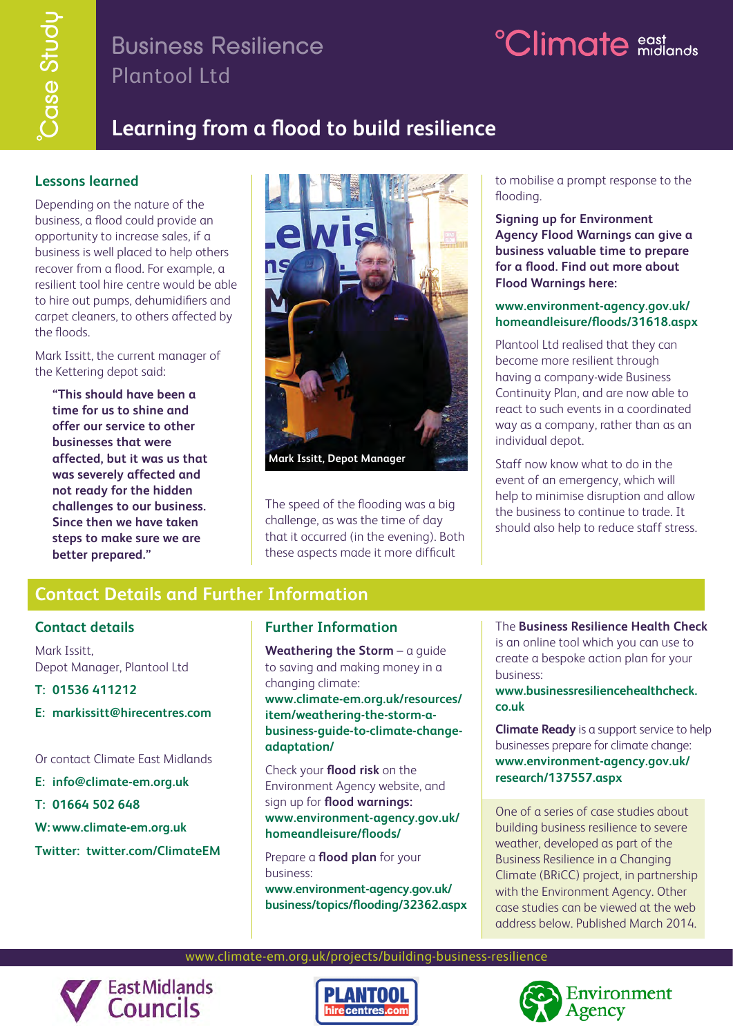°Case Study

# Business Resilience
# Plantool Ltd

°Climate east midlands

## Learning from a flood to build resilience

### Lessons learned

Depending on the nature of the business, a flood could provide an opportunity to increase sales, if a business is well placed to help others recover from a flood. For example, a resilient tool hire centre would be able to hire out pumps, dehumidifiers and carpet cleaners, to others affected by the floods.

Mark Issitt, the current manager of the Kettering depot said:

> **"This should have been a time for us to shine and offer our service to other businesses that were affected, but it was us that was severely affected and not ready for the hidden challenges to our business. Since then we have taken steps to make sure we are better prepared."**

Mark Issitt, Depot Manager

The speed of the flooding was a big challenge, as was the time of day that it occurred (in the evening). Both these aspects made it more difficult to mobilise a prompt response to the flooding.

**Signing up for Environment Agency Flood Warnings can give a business valuable time to prepare for a flood. Find out more about Flood Warnings here:**

**www.environment-agency.gov.uk/homeandleisure/floods/31618.aspx**

Plantool Ltd realised that they can become more resilient through having a company-wide Business Continuity Plan, and are now able to react to such events in a coordinated way as a company, rather than as an individual depot.

Staff now know what to do in the event of an emergency, which will help to minimise disruption and allow the business to continue to trade. It should also help to reduce staff stress.

## Contact Details and Further Information

### Contact details

Mark Issitt,
Depot Manager, Plantool Ltd

**T: 01536 411212**

**E: markissitt@hirecentres.com**

Or contact Climate East Midlands

**E: info@climate-em.org.uk**

**T: 01664 502 648**

**W: www.climate-em.org.uk**

**Twitter: twitter.com/ClimateEM**

### Further Information

**Weathering the Storm** – a guide to saving and making money in a changing climate:
**www.climate-em.org.uk/resources/item/weathering-the-storm-a-business-guide-to-climate-change-adaptation/**

Check your **flood risk** on the Environment Agency website, and sign up for **flood warnings:**
**www.environment-agency.gov.uk/homeandleisure/floods/**

Prepare a **flood plan** for your business:
**www.environment-agency.gov.uk/business/topics/flooding/32362.aspx**

The **Business Resilience Health Check** is an online tool which you can use to create a bespoke action plan for your business:
**www.businessresiliencehealthcheck.co.uk**

**Climate Ready** is a support service to help businesses prepare for climate change:
**www.environment-agency.gov.uk/research/137557.aspx**

One of a series of case studies about building business resilience to severe weather, developed as part of the Business Resilience in a Changing Climate (BRiCC) project, in partnership with the Environment Agency. Other case studies can be viewed at the web address below. Published March 2014.

www.climate-em.org.uk/projects/building-business-resilience

East Midlands Councils

PLANTOOL hirecentres.com

Environment Agency